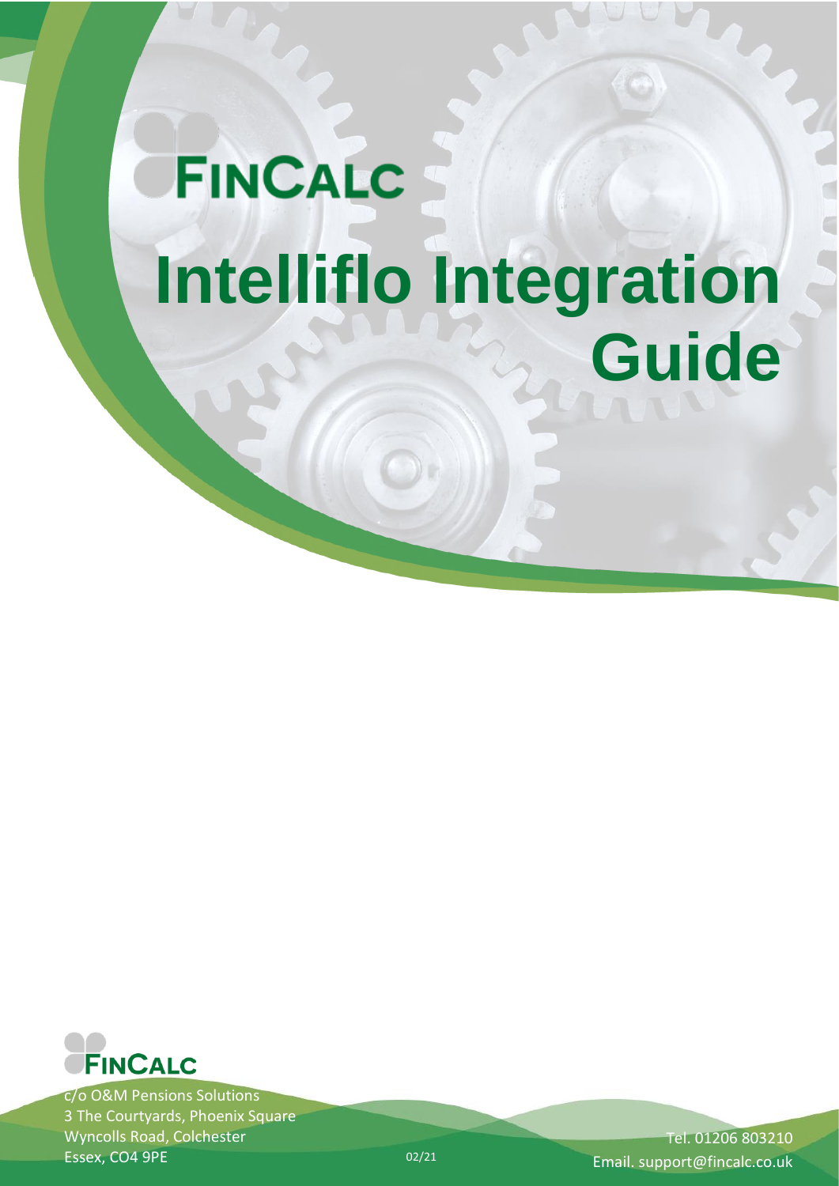# FINCALC

# Intelliflo Integration Guide

FINCALC

c/o O&M Pensions Solutions
3 The Courtyards, Phoenix Square
Wyncolls Road, Colchester
Essex, CO4 9PE

02/21

Tel. 01206 803210
Email. support@fincalc.co.uk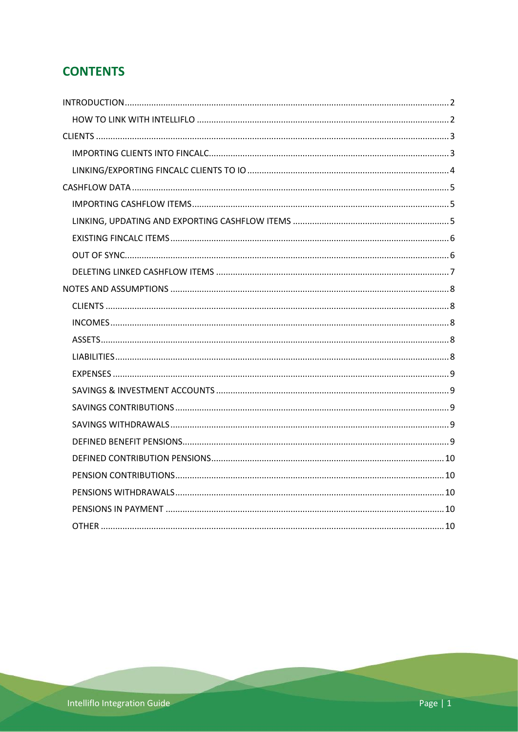## CONTENTS

- INTRODUCTION .......... 2
  - HOW TO LINK WITH INTELLIFLO .......... 2
- CLIENTS .......... 3
  - IMPORTING CLIENTS INTO FINCALC .......... 3
  - LINKING/EXPORTING FINCALC CLIENTS TO IO .......... 4
- CASHFLOW DATA .......... 5
  - IMPORTING CASHFLOW ITEMS .......... 5
  - LINKING, UPDATING AND EXPORTING CASHFLOW ITEMS .......... 5
  - EXISTING FINCALC ITEMS .......... 6
  - OUT OF SYNC .......... 6
  - DELETING LINKED CASHFLOW ITEMS .......... 7
- NOTES AND ASSUMPTIONS .......... 8
  - CLIENTS .......... 8
  - INCOMES .......... 8
  - ASSETS .......... 8
  - LIABILITIES .......... 8
  - EXPENSES .......... 9
  - SAVINGS & INVESTMENT ACCOUNTS .......... 9
  - SAVINGS CONTRIBUTIONS .......... 9
  - SAVINGS WITHDRAWALS .......... 9
  - DEFINED BENEFIT PENSIONS .......... 9
  - DEFINED CONTRIBUTION PENSIONS .......... 10
  - PENSION CONTRIBUTIONS .......... 10
  - PENSIONS WITHDRAWALS .......... 10
  - PENSIONS IN PAYMENT .......... 10
  - OTHER .......... 10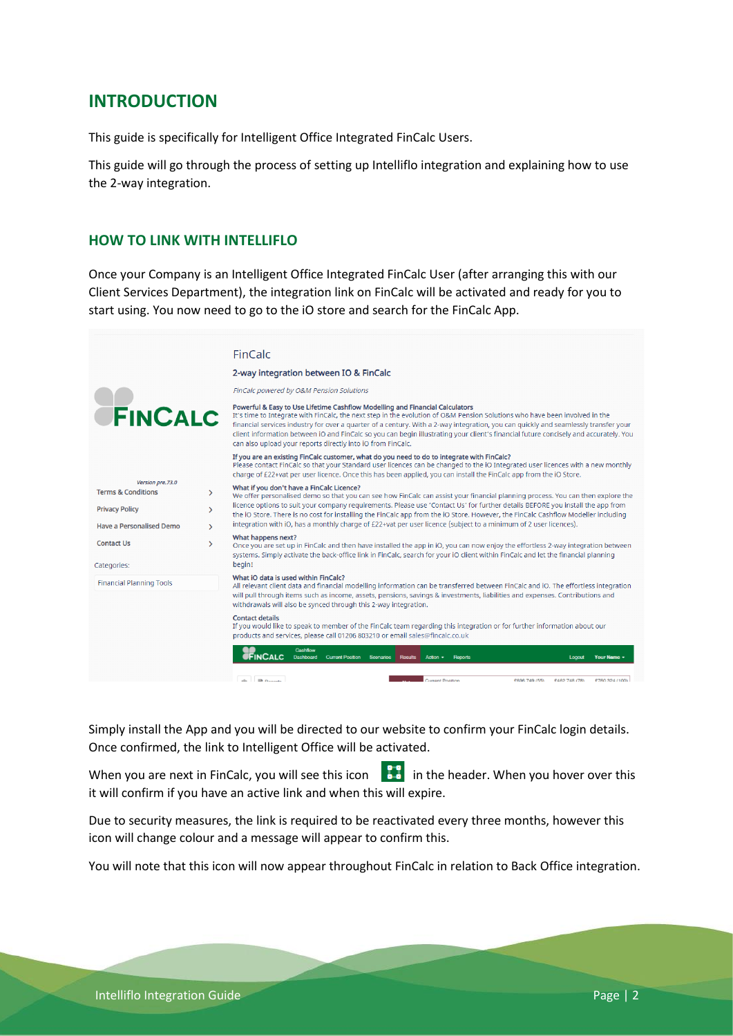## INTRODUCTION

This guide is specifically for Intelligent Office Integrated FinCalc Users.

This guide will go through the process of setting up Intelliflo integration and explaining how to use the 2-way integration.

### HOW TO LINK WITH INTELLIFLO

Once your Company is an Intelligent Office Integrated FinCalc User (after arranging this with our Client Services Department), the integration link on FinCalc will be activated and ready for you to start using. You now need to go to the iO store and search for the FinCalc App.

Simply install the App and you will be directed to our website to confirm your FinCalc login details. Once confirmed, the link to Intelligent Office will be activated.

When you are next in FinCalc, you will see this icon in the header. When you hover over this it will confirm if you have an active link and when this will expire.

Due to security measures, the link is required to be reactivated every three months, however this icon will change colour and a message will appear to confirm this.

You will note that this icon will now appear throughout FinCalc in relation to Back Office integration.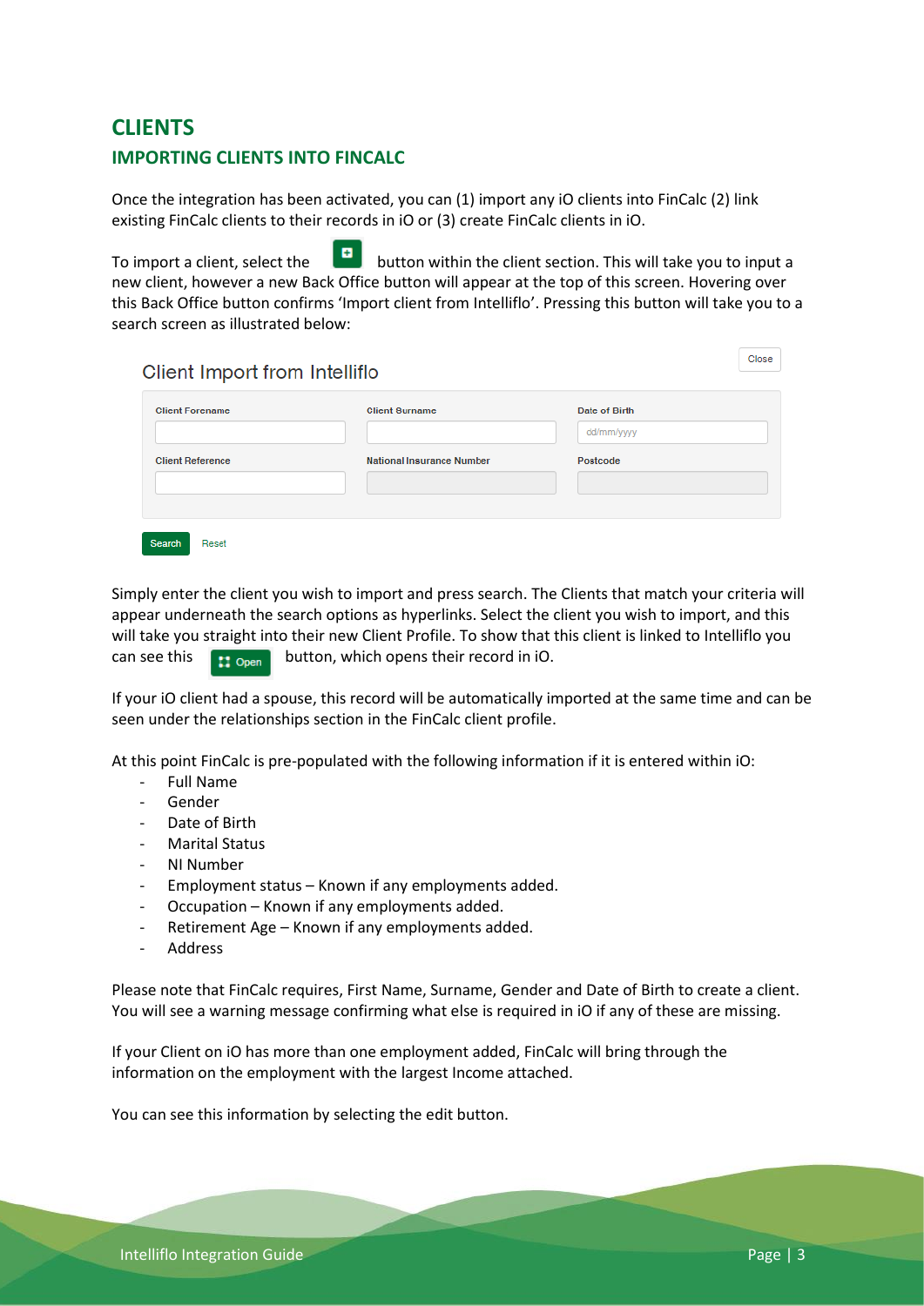# CLIENTS

## IMPORTING CLIENTS INTO FINCALC

Once the integration has been activated, you can (1) import any iO clients into FinCalc (2) link existing FinCalc clients to their records in iO or (3) create FinCalc clients in iO.

To import a client, select the button within the client section. This will take you to input a new client, however a new Back Office button will appear at the top of this screen. Hovering over this Back Office button confirms 'Import client from Intelliflo'. Pressing this button will take you to a search screen as illustrated below:

Client Import from Intelliflo

Close

| Client Forename | Client Surname | Date of Birth |
|---|---|---|
| | | dd/mm/yyyy |
| **Client Reference** | **National Insurance Number** | **Postcode** |
| | | |

Search Reset

Simply enter the client you wish to import and press search. The Clients that match your criteria will appear underneath the search options as hyperlinks. Select the client you wish to import, and this will take you straight into their new Client Profile. To show that this client is linked to Intelliflo you can see this Open button, which opens their record in iO.

If your iO client had a spouse, this record will be automatically imported at the same time and can be seen under the relationships section in the FinCalc client profile.

At this point FinCalc is pre-populated with the following information if it is entered within iO:

- Full Name
- Gender
- Date of Birth
- Marital Status
- NI Number
- Employment status – Known if any employments added.
- Occupation – Known if any employments added.
- Retirement Age – Known if any employments added.
- Address

Please note that FinCalc requires, First Name, Surname, Gender and Date of Birth to create a client. You will see a warning message confirming what else is required in iO if any of these are missing.

If your Client on iO has more than one employment added, FinCalc will bring through the information on the employment with the largest Income attached.

You can see this information by selecting the edit button.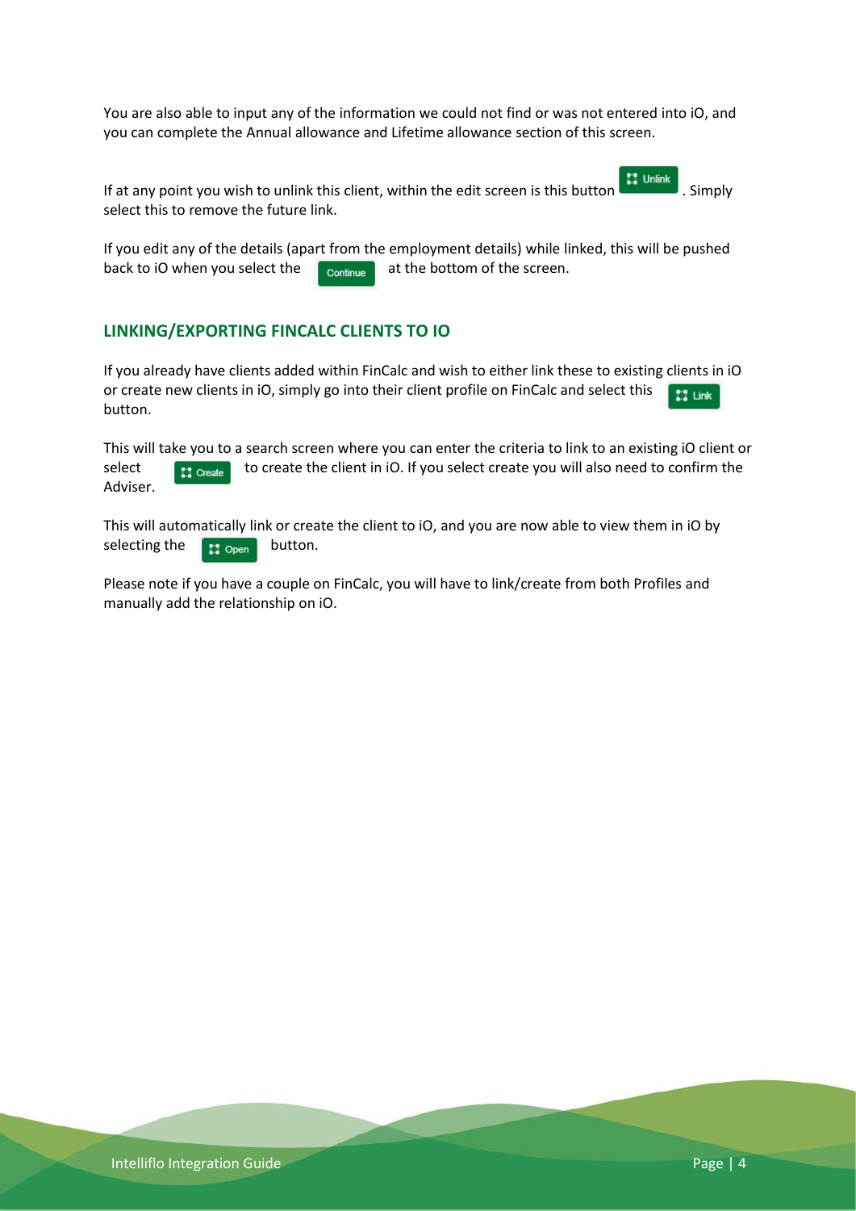You are also able to input any of the information we could not find or was not entered into iO, and you can complete the Annual allowance and Lifetime allowance section of this screen.

If at any point you wish to unlink this client, within the edit screen is this button Unlink. Simply select this to remove the future link.

If you edit any of the details (apart from the employment details) while linked, this will be pushed back to iO when you select the Continue at the bottom of the screen.

## LINKING/EXPORTING FINCALC CLIENTS TO IO

If you already have clients added within FinCalc and wish to either link these to existing clients in iO or create new clients in iO, simply go into their client profile on FinCalc and select this Link button.

This will take you to a search screen where you can enter the criteria to link to an existing iO client or select Create to create the client in iO. If you select create you will also need to confirm the Adviser.

This will automatically link or create the client to iO, and you are now able to view them in iO by selecting the Open button.

Please note if you have a couple on FinCalc, you will have to link/create from both Profiles and manually add the relationship on iO.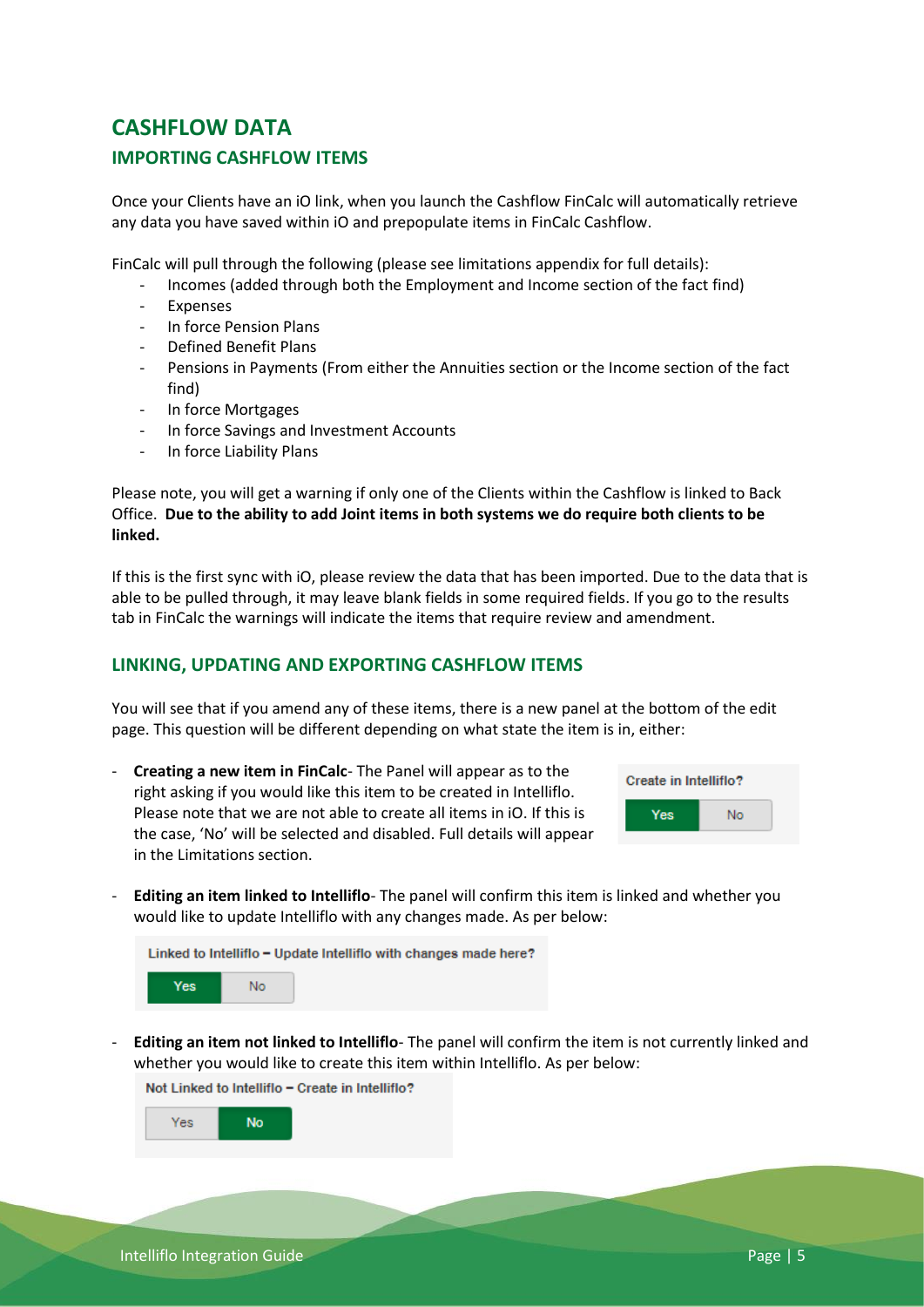# CASHFLOW DATA

## IMPORTING CASHFLOW ITEMS

Once your Clients have an iO link, when you launch the Cashflow FinCalc will automatically retrieve any data you have saved within iO and prepopulate items in FinCalc Cashflow.

FinCalc will pull through the following (please see limitations appendix for full details):

- Incomes (added through both the Employment and Income section of the fact find)
- Expenses
- In force Pension Plans
- Defined Benefit Plans
- Pensions in Payments (From either the Annuities section or the Income section of the fact find)
- In force Mortgages
- In force Savings and Investment Accounts
- In force Liability Plans

Please note, you will get a warning if only one of the Clients within the Cashflow is linked to Back Office. **Due to the ability to add Joint items in both systems we do require both clients to be linked.**

If this is the first sync with iO, please review the data that has been imported. Due to the data that is able to be pulled through, it may leave blank fields in some required fields. If you go to the results tab in FinCalc the warnings will indicate the items that require review and amendment.

## LINKING, UPDATING AND EXPORTING CASHFLOW ITEMS

You will see that if you amend any of these items, there is a new panel at the bottom of the edit page. This question will be different depending on what state the item is in, either:

- **Creating a new item in FinCalc**- The Panel will appear as to the right asking if you would like this item to be created in Intelliflo. Please note that we are not able to create all items in iO. If this is the case, 'No' will be selected and disabled. Full details will appear in the Limitations section.

  Create in Intelliflo?
  Yes | No

- **Editing an item linked to Intelliflo**- The panel will confirm this item is linked and whether you would like to update Intelliflo with any changes made. As per below:

  Linked to Intelliflo – Update Intelliflo with changes made here?
  Yes | No

- **Editing an item not linked to Intelliflo**- The panel will confirm the item is not currently linked and whether you would like to create this item within Intelliflo. As per below:

  Not Linked to Intelliflo – Create in Intelliflo?
  Yes | No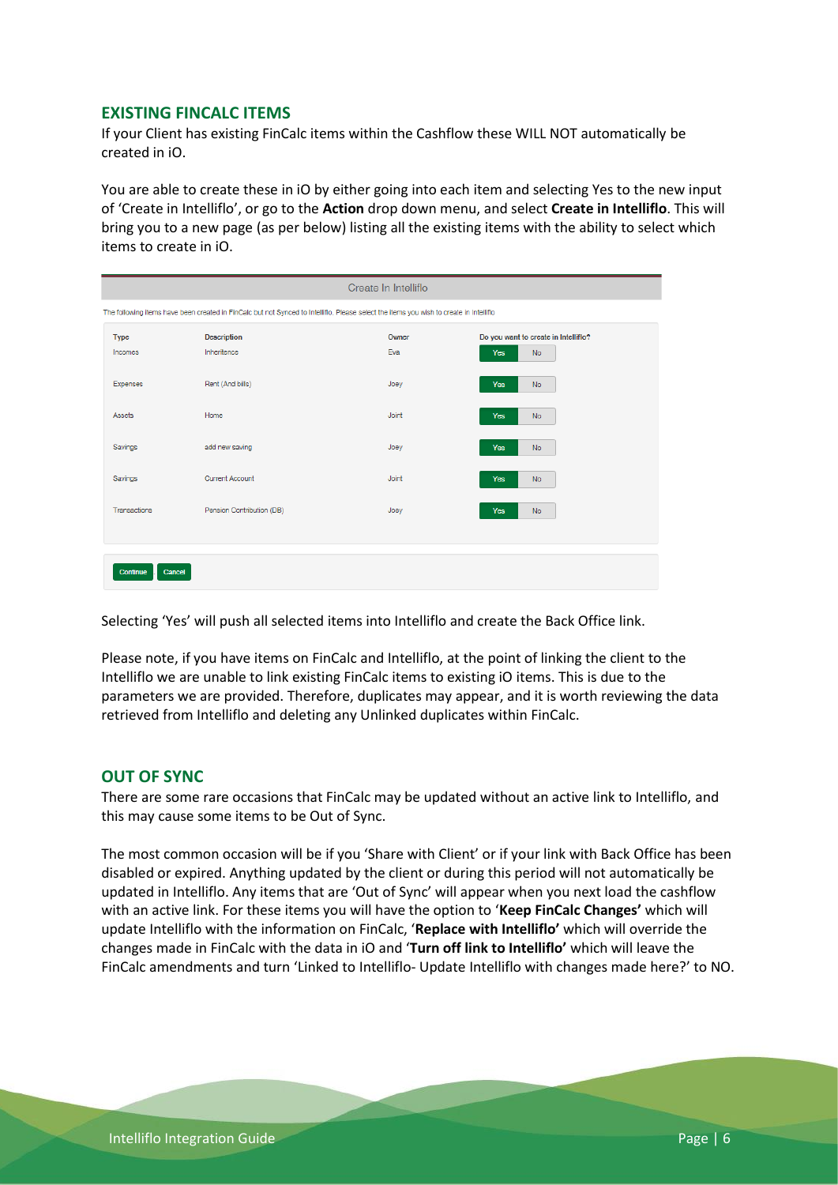## EXISTING FINCALC ITEMS

If your Client has existing FinCalc items within the Cashflow these WILL NOT automatically be created in iO.

You are able to create these in iO by either going into each item and selecting Yes to the new input of 'Create in Intelliflo', or go to the **Action** drop down menu, and select **Create in Intelliflo**. This will bring you to a new page (as per below) listing all the existing items with the ability to select which items to create in iO.

Create In Intelliflo

The following items have been created in FinCalc but not Synced to Intelliflo. Please select the items you wish to create in Intelliflo

| Type | Description | Owner | Do you want to create in Intelliflo? |
|---|---|---|---|
| Incomes | Inheritance | Eva | Yes / No |
| Expenses | Rent (And bills) | Joey | Yes / No |
| Assets | Home | Joint | Yes / No |
| Savings | add new saving | Joey | Yes / No |
| Savings | Current Account | Joint | Yes / No |
| Transactions | Pension Contribution (DB) | Joey | Yes / No |

Continue Cancel

Selecting 'Yes' will push all selected items into Intelliflo and create the Back Office link.

Please note, if you have items on FinCalc and Intelliflo, at the point of linking the client to the Intelliflo we are unable to link existing FinCalc items to existing iO items. This is due to the parameters we are provided. Therefore, duplicates may appear, and it is worth reviewing the data retrieved from Intelliflo and deleting any Unlinked duplicates within FinCalc.

## OUT OF SYNC

There are some rare occasions that FinCalc may be updated without an active link to Intelliflo, and this may cause some items to be Out of Sync.

The most common occasion will be if you 'Share with Client' or if your link with Back Office has been disabled or expired. Anything updated by the client or during this period will not automatically be updated in Intelliflo. Any items that are 'Out of Sync' will appear when you next load the cashflow with an active link. For these items you will have the option to '**Keep FinCalc Changes'** which will update Intelliflo with the information on FinCalc, '**Replace with Intelliflo'** which will override the changes made in FinCalc with the data in iO and '**Turn off link to Intelliflo'** which will leave the FinCalc amendments and turn 'Linked to Intelliflo- Update Intelliflo with changes made here?' to NO.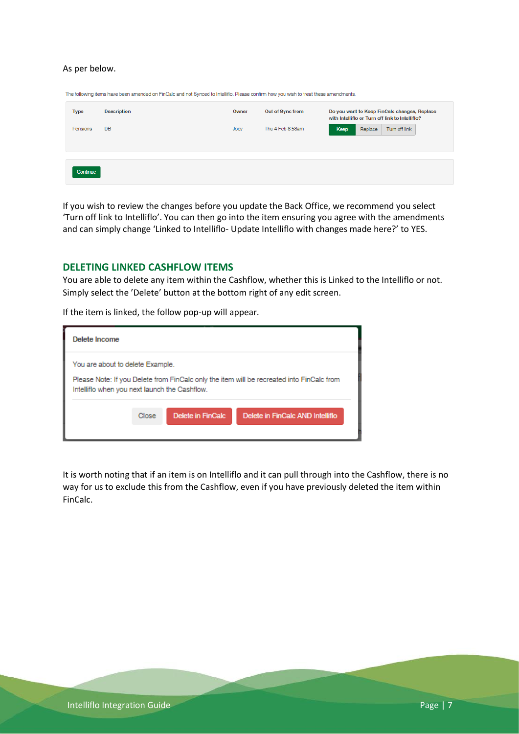As per below.

The following items have been amended on FinCalc and not Synced to Intelliflo. Please confirm how you wish to treat these amendments.

| Type | Description | Owner | Out of Sync from | Do you want to Keep FinCalc changes, Replace with Intelliflo or Turn off link to Intelliflo? |
|---|---|---|---|---|
| Pensions | DB | Joey | Thu 4 Feb 8:58am | Keep / Replace / Turn off link |

Continue

If you wish to review the changes before you update the Back Office, we recommend you select 'Turn off link to Intelliflo'. You can then go into the item ensuring you agree with the amendments and can simply change 'Linked to Intelliflo- Update Intelliflo with changes made here?' to YES.

## DELETING LINKED CASHFLOW ITEMS

You are able to delete any item within the Cashflow, whether this is Linked to the Intelliflo or not. Simply select the 'Delete' button at the bottom right of any edit screen.

If the item is linked, the follow pop-up will appear.

**Delete Income**

You are about to delete Example.

Please Note: If you Delete from FinCalc only the item will be recreated into FinCalc from Intelliflo when you next launch the Cashflow.

Close | Delete in FinCalc | Delete in FinCalc AND Intelliflo

It is worth noting that if an item is on Intelliflo and it can pull through into the Cashflow, there is no way for us to exclude this from the Cashflow, even if you have previously deleted the item within FinCalc.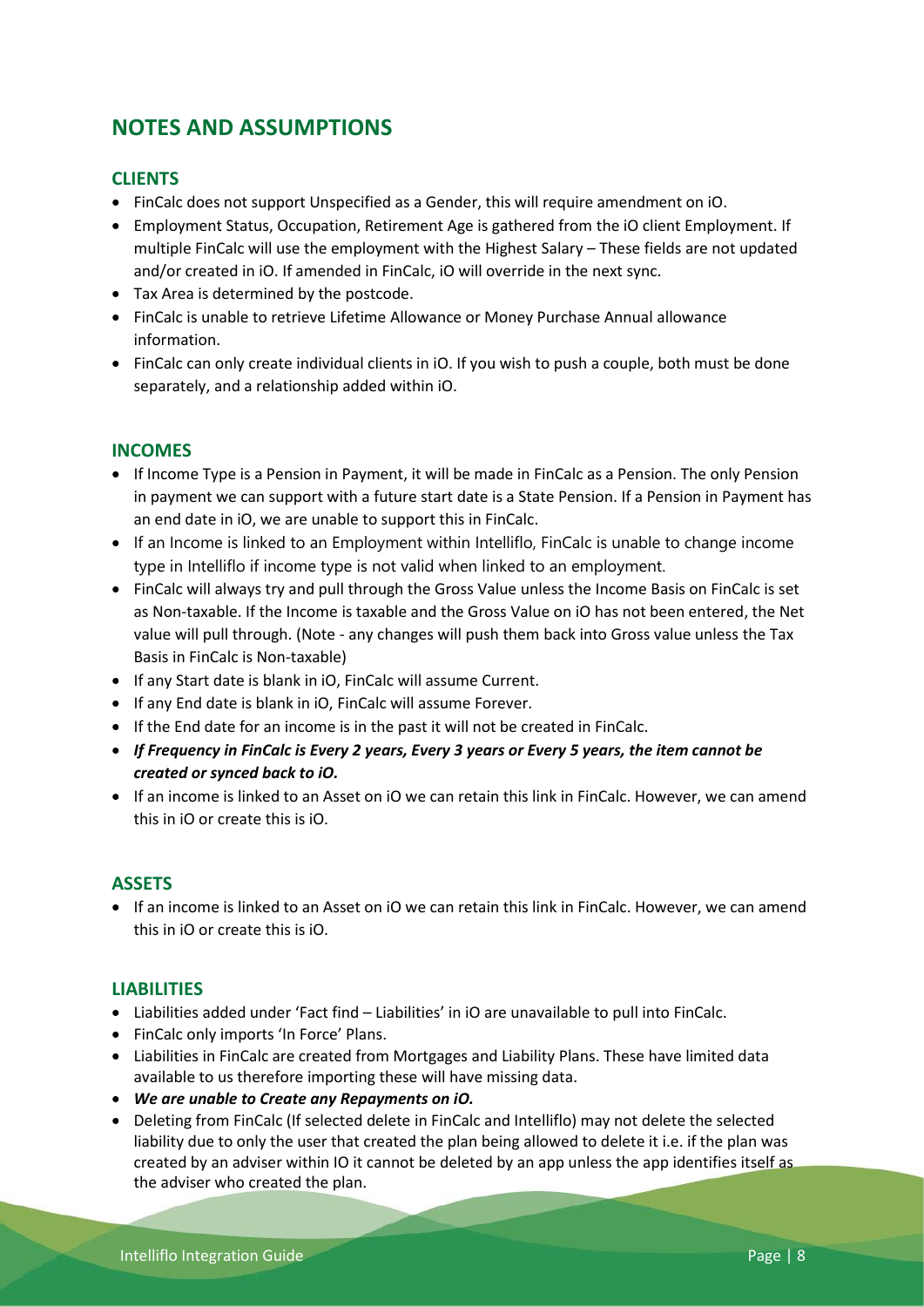# NOTES AND ASSUMPTIONS

## CLIENTS

- FinCalc does not support Unspecified as a Gender, this will require amendment on iO.
- Employment Status, Occupation, Retirement Age is gathered from the iO client Employment. If multiple FinCalc will use the employment with the Highest Salary – These fields are not updated and/or created in iO. If amended in FinCalc, iO will override in the next sync.
- Tax Area is determined by the postcode.
- FinCalc is unable to retrieve Lifetime Allowance or Money Purchase Annual allowance information.
- FinCalc can only create individual clients in iO. If you wish to push a couple, both must be done separately, and a relationship added within iO.

## INCOMES

- If Income Type is a Pension in Payment, it will be made in FinCalc as a Pension. The only Pension in payment we can support with a future start date is a State Pension. If a Pension in Payment has an end date in iO, we are unable to support this in FinCalc.
- If an Income is linked to an Employment within Intelliflo, FinCalc is unable to change income type in Intelliflo if income type is not valid when linked to an employment.
- FinCalc will always try and pull through the Gross Value unless the Income Basis on FinCalc is set as Non-taxable. If the Income is taxable and the Gross Value on iO has not been entered, the Net value will pull through. (Note - any changes will push them back into Gross value unless the Tax Basis in FinCalc is Non-taxable)
- If any Start date is blank in iO, FinCalc will assume Current.
- If any End date is blank in iO, FinCalc will assume Forever.
- If the End date for an income is in the past it will not be created in FinCalc.
- ***If Frequency in FinCalc is Every 2 years, Every 3 years or Every 5 years, the item cannot be created or synced back to iO.***
- If an income is linked to an Asset on iO we can retain this link in FinCalc. However, we can amend this in iO or create this is iO.

## ASSETS

- If an income is linked to an Asset on iO we can retain this link in FinCalc. However, we can amend this in iO or create this is iO.

## LIABILITIES

- Liabilities added under 'Fact find – Liabilities' in iO are unavailable to pull into FinCalc.
- FinCalc only imports 'In Force' Plans.
- Liabilities in FinCalc are created from Mortgages and Liability Plans. These have limited data available to us therefore importing these will have missing data.
- ***We are unable to Create any Repayments on iO.***
- Deleting from FinCalc (If selected delete in FinCalc and Intelliflo) may not delete the selected liability due to only the user that created the plan being allowed to delete it i.e. if the plan was created by an adviser within IO it cannot be deleted by an app unless the app identifies itself as the adviser who created the plan.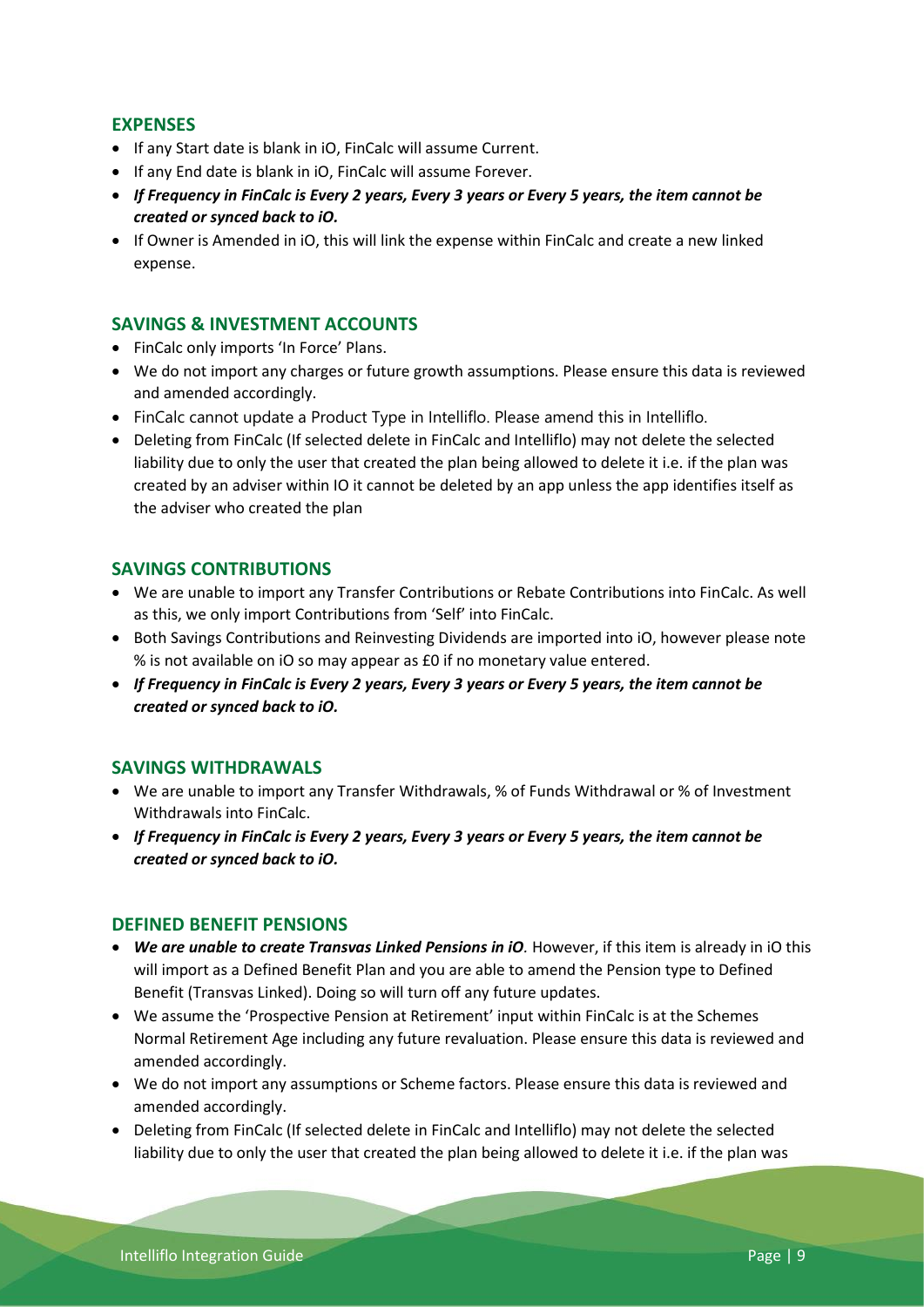## EXPENSES

- If any Start date is blank in iO, FinCalc will assume Current.
- If any End date is blank in iO, FinCalc will assume Forever.
- ***If Frequency in FinCalc is Every 2 years, Every 3 years or Every 5 years, the item cannot be created or synced back to iO.***
- If Owner is Amended in iO, this will link the expense within FinCalc and create a new linked expense.

## SAVINGS & INVESTMENT ACCOUNTS

- FinCalc only imports 'In Force' Plans.
- We do not import any charges or future growth assumptions. Please ensure this data is reviewed and amended accordingly.
- FinCalc cannot update a Product Type in Intelliflo. Please amend this in Intelliflo.
- Deleting from FinCalc (If selected delete in FinCalc and Intelliflo) may not delete the selected liability due to only the user that created the plan being allowed to delete it i.e. if the plan was created by an adviser within IO it cannot be deleted by an app unless the app identifies itself as the adviser who created the plan

## SAVINGS CONTRIBUTIONS

- We are unable to import any Transfer Contributions or Rebate Contributions into FinCalc. As well as this, we only import Contributions from 'Self' into FinCalc.
- Both Savings Contributions and Reinvesting Dividends are imported into iO, however please note % is not available on iO so may appear as £0 if no monetary value entered.
- ***If Frequency in FinCalc is Every 2 years, Every 3 years or Every 5 years, the item cannot be created or synced back to iO.***

## SAVINGS WITHDRAWALS

- We are unable to import any Transfer Withdrawals, % of Funds Withdrawal or % of Investment Withdrawals into FinCalc.
- ***If Frequency in FinCalc is Every 2 years, Every 3 years or Every 5 years, the item cannot be created or synced back to iO.***

## DEFINED BENEFIT PENSIONS

- ***We are unable to create Transvas Linked Pensions in iO***. However, if this item is already in iO this will import as a Defined Benefit Plan and you are able to amend the Pension type to Defined Benefit (Transvas Linked). Doing so will turn off any future updates.
- We assume the 'Prospective Pension at Retirement' input within FinCalc is at the Schemes Normal Retirement Age including any future revaluation. Please ensure this data is reviewed and amended accordingly.
- We do not import any assumptions or Scheme factors. Please ensure this data is reviewed and amended accordingly.
- Deleting from FinCalc (If selected delete in FinCalc and Intelliflo) may not delete the selected liability due to only the user that created the plan being allowed to delete it i.e. if the plan was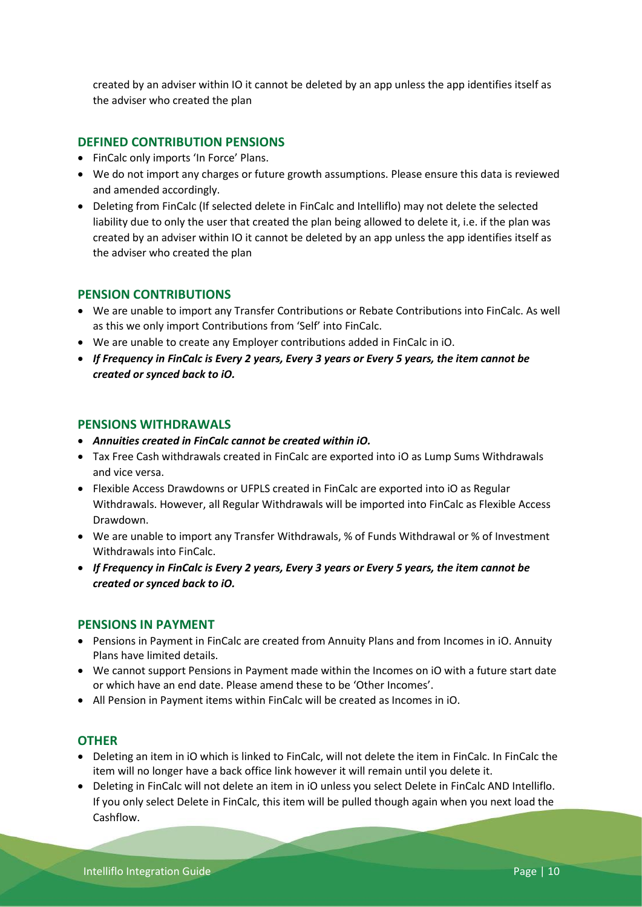created by an adviser within IO it cannot be deleted by an app unless the app identifies itself as the adviser who created the plan

## DEFINED CONTRIBUTION PENSIONS

- FinCalc only imports 'In Force' Plans.
- We do not import any charges or future growth assumptions. Please ensure this data is reviewed and amended accordingly.
- Deleting from FinCalc (If selected delete in FinCalc and Intelliflo) may not delete the selected liability due to only the user that created the plan being allowed to delete it, i.e. if the plan was created by an adviser within IO it cannot be deleted by an app unless the app identifies itself as the adviser who created the plan

## PENSION CONTRIBUTIONS

- We are unable to import any Transfer Contributions or Rebate Contributions into FinCalc. As well as this we only import Contributions from 'Self' into FinCalc.
- We are unable to create any Employer contributions added in FinCalc in iO.
- ***If Frequency in FinCalc is Every 2 years, Every 3 years or Every 5 years, the item cannot be created or synced back to iO.***

## PENSIONS WITHDRAWALS

- ***Annuities created in FinCalc cannot be created within iO.***
- Tax Free Cash withdrawals created in FinCalc are exported into iO as Lump Sums Withdrawals and vice versa.
- Flexible Access Drawdowns or UFPLS created in FinCalc are exported into iO as Regular Withdrawals. However, all Regular Withdrawals will be imported into FinCalc as Flexible Access Drawdown.
- We are unable to import any Transfer Withdrawals, % of Funds Withdrawal or % of Investment Withdrawals into FinCalc.
- ***If Frequency in FinCalc is Every 2 years, Every 3 years or Every 5 years, the item cannot be created or synced back to iO.***

## PENSIONS IN PAYMENT

- Pensions in Payment in FinCalc are created from Annuity Plans and from Incomes in iO. Annuity Plans have limited details.
- We cannot support Pensions in Payment made within the Incomes on iO with a future start date or which have an end date. Please amend these to be 'Other Incomes'.
- All Pension in Payment items within FinCalc will be created as Incomes in iO.

## OTHER

- Deleting an item in iO which is linked to FinCalc, will not delete the item in FinCalc. In FinCalc the item will no longer have a back office link however it will remain until you delete it.
- Deleting in FinCalc will not delete an item in iO unless you select Delete in FinCalc AND Intelliflo. If you only select Delete in FinCalc, this item will be pulled though again when you next load the Cashflow.